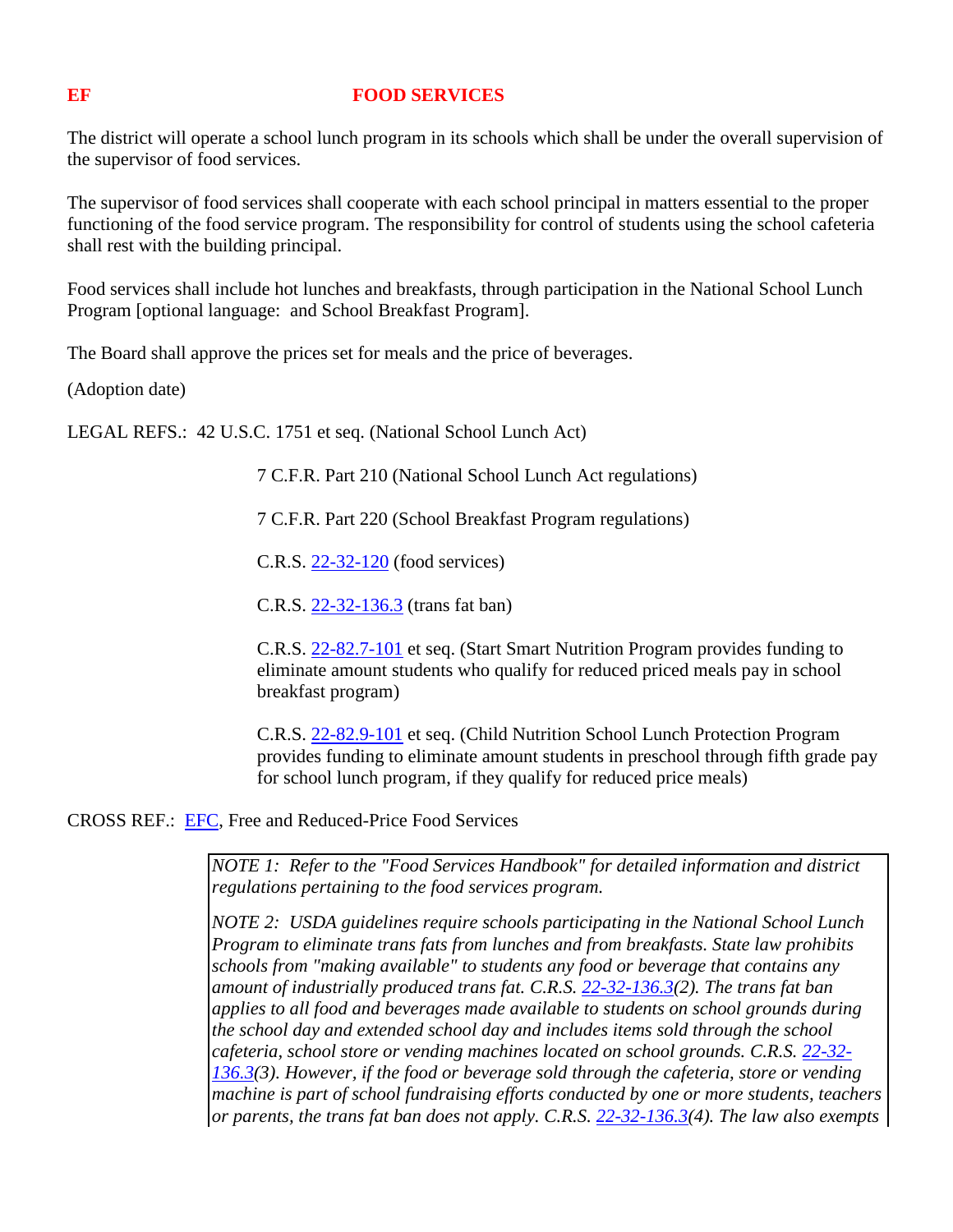# EF FOOD SERVICES

The district will operate a school lunch program in its schools which shall be under the overall supervision of the supervisor of food services.

The supervisor of food services shall cooperate with each school principal in matters essential to the proper functioning of the food service program. The responsibility for control of students using the school cafeteria shall rest with the building principal.

Food services shall include hot lunches and breakfasts, through participation in the National School Lunch Program [optional language: and School Breakfast Program].

The Board shall approve the prices set for meals and the price of beverages.

(Adoption date)

LEGAL REFS.: 42 U.S.C. 1751 et seq. (National School Lunch Act)

7 C.F.R. Part 210 (National School Lunch Act regulations)

7 C.F.R. Part 220 (School Breakfast Program regulations)

C.R.S. 22-32-120 (food services)

C.R.S. 22-32-136.3 (trans fat ban)

C.R.S. 22-82.7-101 et seq. (Start Smart Nutrition Program provides funding to eliminate amount students who qualify for reduced priced meals pay in school breakfast program)

C.R.S. 22-82.9-101 et seq. (Child Nutrition School Lunch Protection Program provides funding to eliminate amount students in preschool through fifth grade pay for school lunch program, if they qualify for reduced price meals)

CROSS REF.: EFC, Free and Reduced-Price Food Services

*NOTE 1: Refer to the "Food Services Handbook" for detailed information and district regulations pertaining to the food services program.*

*NOTE 2: USDA guidelines require schools participating in the National School Lunch Program to eliminate trans fats from lunches and from breakfasts. State law prohibits schools from "making available" to students any food or beverage that contains any amount of industrially produced trans fat. C.R.S. 22-32-136.3(2). The trans fat ban applies to all food and beverages made available to students on school grounds during the school day and extended school day and includes items sold through the school cafeteria, school store or vending machines located on school grounds. C.R.S. 22-32-136.3(3). However, if the food or beverage sold through the cafeteria, store or vending machine is part of school fundraising efforts conducted by one or more students, teachers or parents, the trans fat ban does not apply. C.R.S. 22-32-136.3(4). The law also exempts*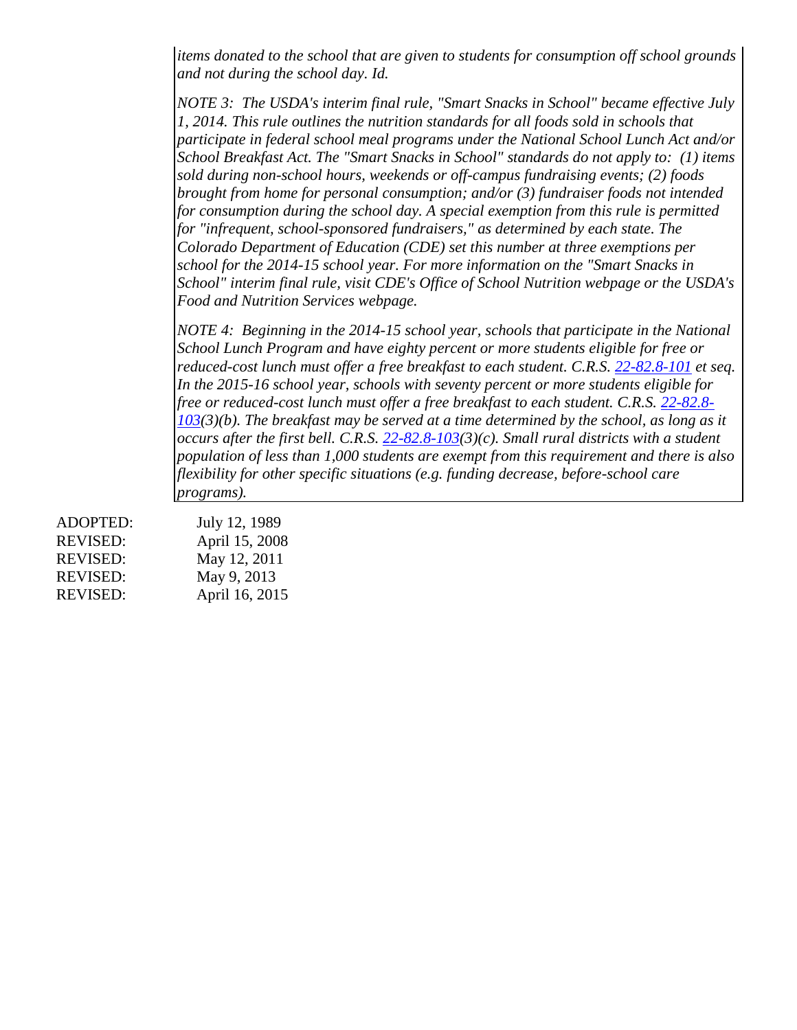*items donated to the school that are given to students for consumption off school grounds and not during the school day. Id.*

*NOTE 3: The USDA's interim final rule, "Smart Snacks in School" became effective July 1, 2014. This rule outlines the nutrition standards for all foods sold in schools that participate in federal school meal programs under the National School Lunch Act and/or School Breakfast Act. The "Smart Snacks in School" standards do not apply to: (1) items sold during non-school hours, weekends or off-campus fundraising events; (2) foods brought from home for personal consumption; and/or (3) fundraiser foods not intended for consumption during the school day. A special exemption from this rule is permitted for "infrequent, school-sponsored fundraisers," as determined by each state. The Colorado Department of Education (CDE) set this number at three exemptions per school for the 2014-15 school year. For more information on the "Smart Snacks in School" interim final rule, visit CDE's Office of School Nutrition webpage or the USDA's Food and Nutrition Services webpage.*

*NOTE 4: Beginning in the 2014-15 school year, schools that participate in the National School Lunch Program and have eighty percent or more students eligible for free or reduced-cost lunch must offer a free breakfast to each student. C.R.S. 22-82.8-101 et seq. In the 2015-16 school year, schools with seventy percent or more students eligible for free or reduced-cost lunch must offer a free breakfast to each student. C.R.S. 22-82.8-103(3)(b). The breakfast may be served at a time determined by the school, as long as it occurs after the first bell. C.R.S. 22-82.8-103(3)(c). Small rural districts with a student population of less than 1,000 students are exempt from this requirement and there is also flexibility for other specific situations (e.g. funding decrease, before-school care programs).*

| | |
|---|---|
| ADOPTED: | July 12, 1989 |
| REVISED: | April 15, 2008 |
| REVISED: | May 12, 2011 |
| REVISED: | May 9, 2013 |
| REVISED: | April 16, 2015 |